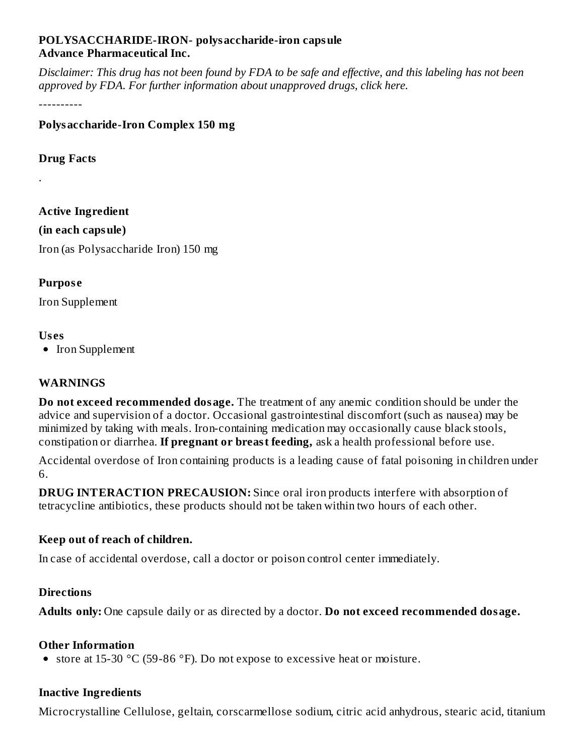**POLYSACCHARIDE-IRON- polysaccharide-iron capsule**
**Advance Pharmaceutical Inc.**

*Disclaimer: This drug has not been found by FDA to be safe and effective, and this labeling has not been approved by FDA. For further information about unapproved drugs, click here.*

----------

**Polysaccharide-Iron Complex 150 mg**

**Drug Facts**

.

**Active Ingredient**

**(in each capsule)**

Iron (as Polysaccharide Iron) 150 mg

**Purpose**

Iron Supplement

**Uses**

- Iron Supplement

**WARNINGS**

**Do not exceed recommended dosage.** The treatment of any anemic condition should be under the advice and supervision of a doctor. Occasional gastrointestinal discomfort (such as nausea) may be minimized by taking with meals. Iron-containing medication may occasionally cause black stools, constipation or diarrhea. **If pregnant or breast feeding,** ask a health professional before use.

Accidental overdose of Iron containing products is a leading cause of fatal poisoning in children under 6.

**DRUG INTERACTION PRECAUSION:** Since oral iron products interfere with absorption of tetracycline antibiotics, these products should not be taken within two hours of each other.

**Keep out of reach of children.**

In case of accidental overdose, call a doctor or poison control center immediately.

**Directions**

**Adults only:** One capsule daily or as directed by a doctor. **Do not exceed recommended dosage.**

**Other Information**

- store at 15-30 °C (59-86 °F). Do not expose to excessive heat or moisture.

**Inactive Ingredients**

Microcrystalline Cellulose, geltain, corscarmellose sodium, citric acid anhydrous, stearic acid, titanium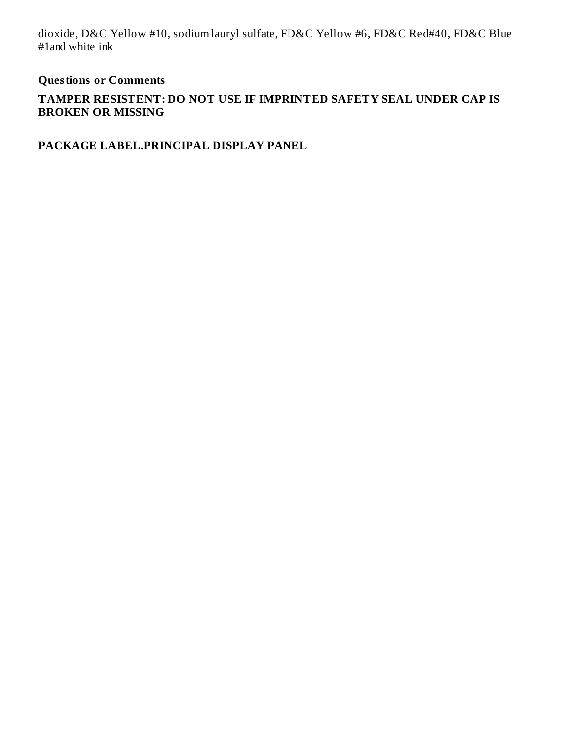dioxide, D&C Yellow #10, sodium lauryl sulfate, FD&C Yellow #6, FD&C Red#40, FD&C Blue #1and white ink

**Questions or Comments**

**TAMPER RESISTENT: DO NOT USE IF IMPRINTED SAFETY SEAL UNDER CAP IS BROKEN OR MISSING**

**PACKAGE LABEL.PRINCIPAL DISPLAY PANEL**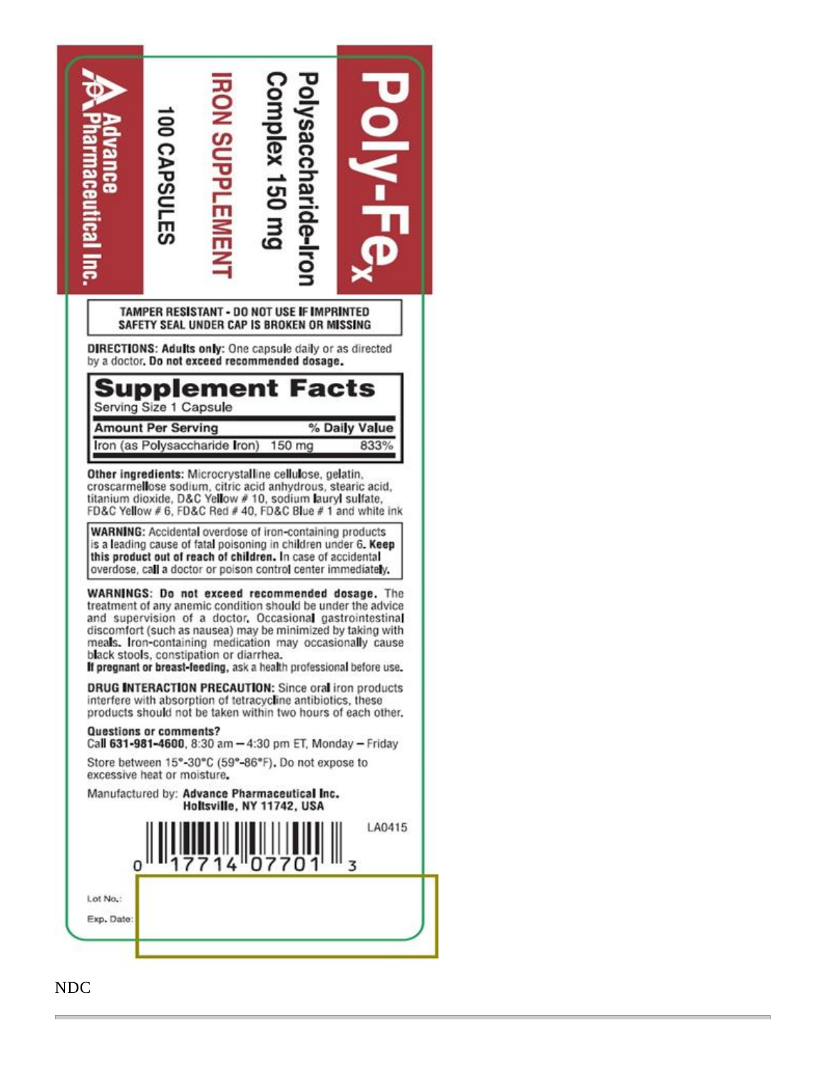# Poly-Fe$_x$

Polysaccharide-Iron Complex 150 mg

IRON SUPPLEMENT

100 CAPSULES

Advance Pharmaceutical Inc.

TAMPER RESISTANT - DO NOT USE IF IMPRINTED SAFETY SEAL UNDER CAP IS BROKEN OR MISSING

**DIRECTIONS: Adults only:** One capsule daily or as directed by a doctor. **Do not exceed recommended dosage.**

## Supplement Facts

Serving Size 1 Capsule

| Amount Per Serving | | % Daily Value |
|---|---|---|
| Iron (as Polysaccharide Iron) | 150 mg | 833% |

**Other ingredients:** Microcrystalline cellulose, gelatin, croscarmellose sodium, citric acid anhydrous, stearic acid, titanium dioxide, D&C Yellow # 10, sodium lauryl sulfate, FD&C Yellow # 6, FD&C Red # 40, FD&C Blue # 1 and white ink

**WARNING:** Accidental overdose of iron-containing products is a leading cause of fatal poisoning in children under 6. **Keep this product out of reach of children.** In case of accidental overdose, call a doctor or poison control center immediately.

**WARNINGS: Do not exceed recommended dosage.** The treatment of any anemic condition should be under the advice and supervision of a doctor. Occasional gastrointestinal discomfort (such as nausea) may be minimized by taking with meals. Iron-containing medication may occasionally cause black stools, constipation or diarrhea.
**If pregnant or breast-feeding,** ask a health professional before use.

**DRUG INTERACTION PRECAUTION:** Since oral iron products interfere with absorption of tetracycline antibiotics, these products should not be taken within two hours of each other.

**Questions or comments?**
Call **631-981-4600**, 8:30 am – 4:30 pm ET, Monday – Friday

Store between 15°-30°C (59°-86°F). Do not expose to excessive heat or moisture.

Manufactured by: **Advance Pharmaceutical Inc. Holtsville, NY 11742, USA**

LA0415

0 17714 07701 3

Lot No.:

Exp. Date:

NDC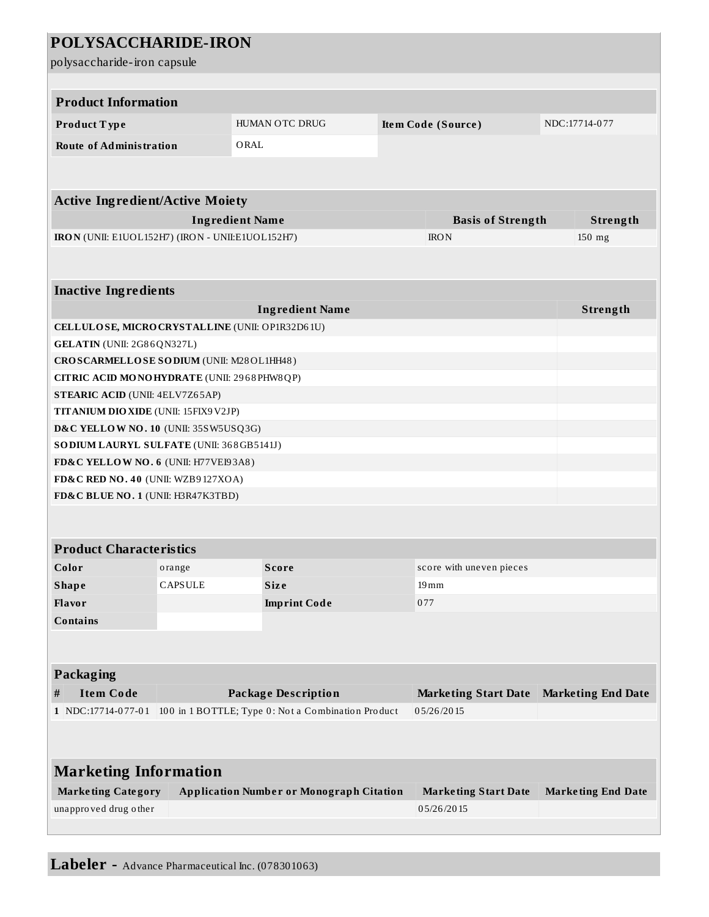# POLYSACCHARIDE-IRON

polysaccharide-iron capsule

| Product Information | | | |
|---|---|---|---|
| **Product Type** | HUMAN OTC DRUG | **Item Code (Source)** | NDC:17714-077 |
| **Route of Administration** | ORAL | | |

| Active Ingredient/Active Moiety | | |
|---|---|---|
| **Ingredient Name** | **Basis of Strength** | **Strength** |
| **IRON** (UNII: E1UOL152H7) (IRON - UNII:E1UOL152H7) | IRON | 150 mg |

| Inactive Ingredients | |
|---|---|
| **Ingredient Name** | **Strength** |
| **CELLULOSE, MICROCRYSTALLINE** (UNII: OP1R32D61U) | |
| **GELATIN** (UNII: 2G86QN327L) | |
| **CROSCARMELLOSE SODIUM** (UNII: M28OL1HH48) | |
| **CITRIC ACID MONOHYDRATE** (UNII: 2968PHW8QP) | |
| **STEARIC ACID** (UNII: 4ELV7Z65AP) | |
| **TITANIUM DIOXIDE** (UNII: 15FIX9V2JP) | |
| **D&C YELLOW NO. 10** (UNII: 35SW5USQ3G) | |
| **SODIUM LAURYL SULFATE** (UNII: 368GB5141J) | |
| **FD&C YELLOW NO. 6** (UNII: H77VEI93A8) | |
| **FD&C RED NO. 40** (UNII: WZB9127XOA) | |
| **FD&C BLUE NO. 1** (UNII: H3R47K3TBD) | |

| Product Characteristics | | | |
|---|---|---|---|
| **Color** | orange | **Score** | score with uneven pieces |
| **Shape** | CAPSULE | **Size** | 19mm |
| **Flavor** | | **Imprint Code** | 077 |
| **Contains** | | | |

| Packaging | | | | |
|---|---|---|---|---|
| **#** | **Item Code** | **Package Description** | **Marketing Start Date** | **Marketing End Date** |
| 1 | NDC:17714-077-01 | 100 in 1 BOTTLE; Type 0: Not a Combination Product | 05/26/2015 | |

| Marketing Information | | | |
|---|---|---|---|
| **Marketing Category** | **Application Number or Monograph Citation** | **Marketing Start Date** | **Marketing End Date** |
| unapproved drug other | | 05/26/2015 | |

**Labeler -** Advance Pharmaceutical Inc. (078301063)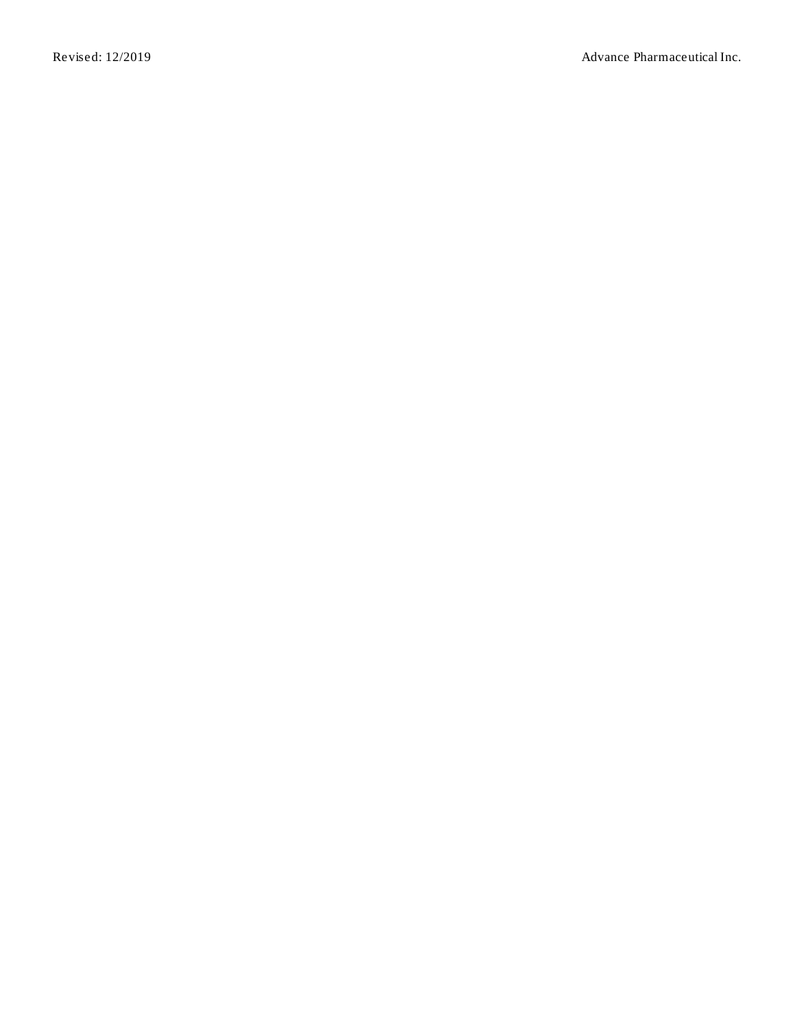Revised: 12/2019 Advance Pharmaceutical Inc.